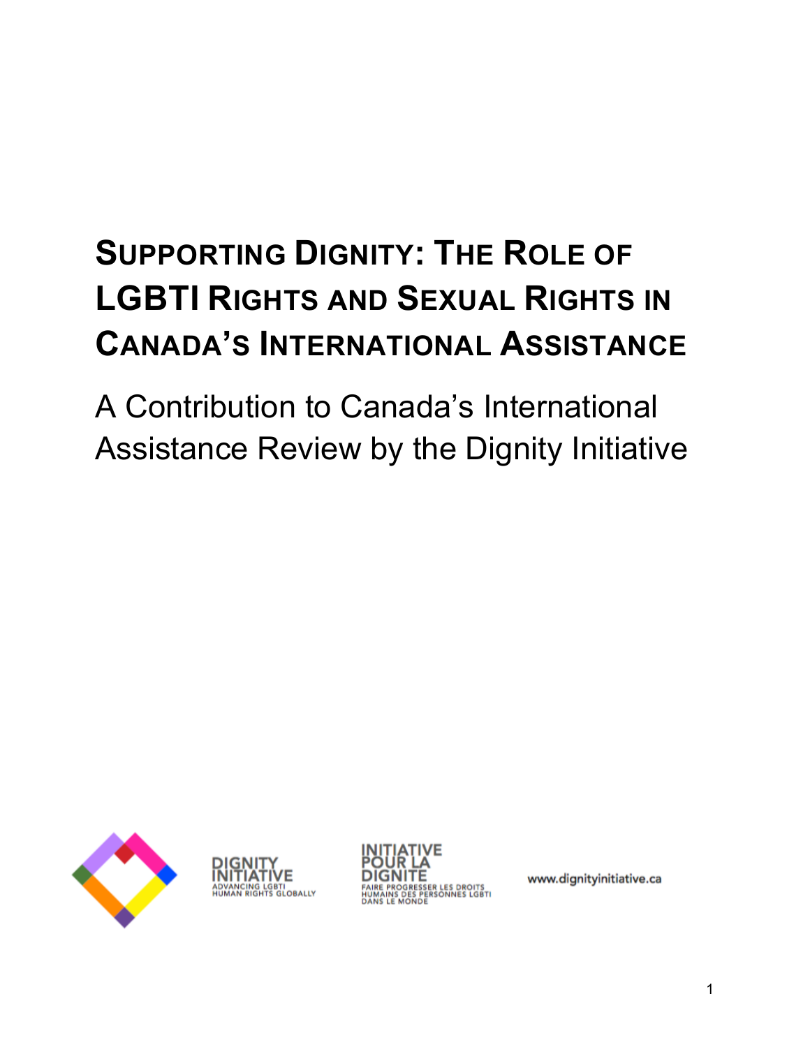# Supporting Dignity: The Role of LGBTI Rights and Sexual Rights in Canada's International Assistance

A Contribution to Canada's International Assistance Review by the Dignity Initiative

DIGNITY INITIATIVE
ADVANCING LGBTI HUMAN RIGHTS GLOBALLY

INITIATIVE POUR LA DIGNITÉ
FAIRE PROGRESSER LES DROITS HUMAINS DES PERSONNES LGBTI DANS LE MONDE

www.dignityinitiative.ca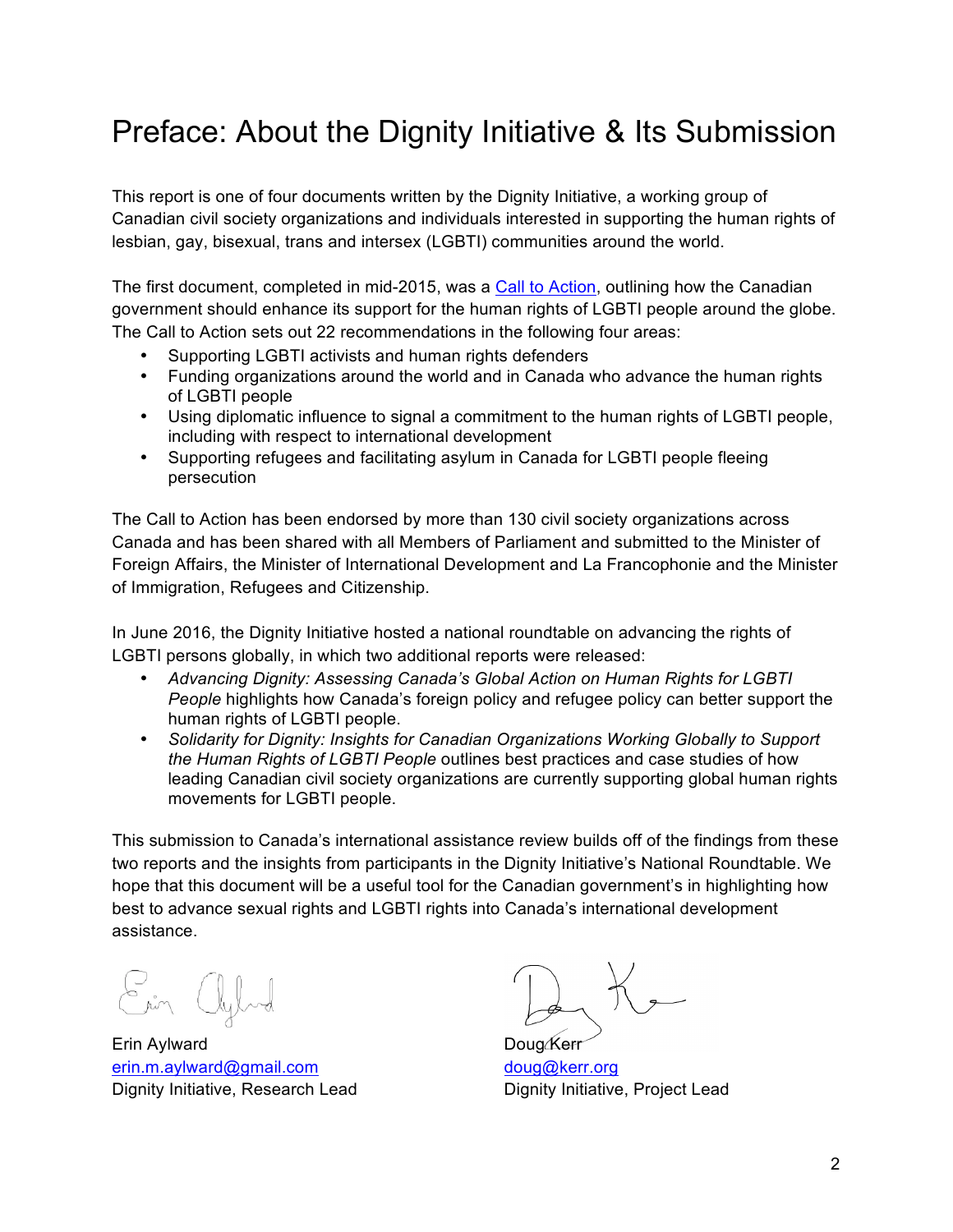# Preface: About the Dignity Initiative & Its Submission

This report is one of four documents written by the Dignity Initiative, a working group of Canadian civil society organizations and individuals interested in supporting the human rights of lesbian, gay, bisexual, trans and intersex (LGBTI) communities around the world.

The first document, completed in mid-2015, was a Call to Action, outlining how the Canadian government should enhance its support for the human rights of LGBTI people around the globe. The Call to Action sets out 22 recommendations in the following four areas:

- Supporting LGBTI activists and human rights defenders
- Funding organizations around the world and in Canada who advance the human rights of LGBTI people
- Using diplomatic influence to signal a commitment to the human rights of LGBTI people, including with respect to international development
- Supporting refugees and facilitating asylum in Canada for LGBTI people fleeing persecution

The Call to Action has been endorsed by more than 130 civil society organizations across Canada and has been shared with all Members of Parliament and submitted to the Minister of Foreign Affairs, the Minister of International Development and La Francophonie and the Minister of Immigration, Refugees and Citizenship.

In June 2016, the Dignity Initiative hosted a national roundtable on advancing the rights of LGBTI persons globally, in which two additional reports were released:

- *Advancing Dignity: Assessing Canada's Global Action on Human Rights for LGBTI People* highlights how Canada's foreign policy and refugee policy can better support the human rights of LGBTI people.
- *Solidarity for Dignity: Insights for Canadian Organizations Working Globally to Support the Human Rights of LGBTI People* outlines best practices and case studies of how leading Canadian civil society organizations are currently supporting global human rights movements for LGBTI people.

This submission to Canada's international assistance review builds off of the findings from these two reports and the insights from participants in the Dignity Initiative's National Roundtable. We hope that this document will be a useful tool for the Canadian government's in highlighting how best to advance sexual rights and LGBTI rights into Canada's international development assistance.

Erin Aylward
erin.m.aylward@gmail.com
Dignity Initiative, Research Lead

Doug Kerr
doug@kerr.org
Dignity Initiative, Project Lead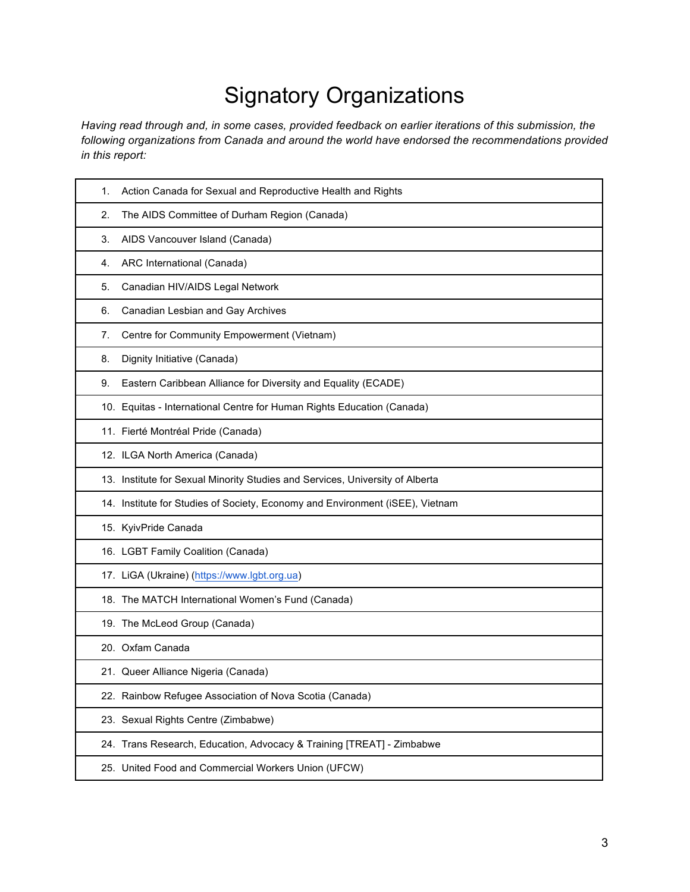# Signatory Organizations

*Having read through and, in some cases, provided feedback on earlier iterations of this submission, the following organizations from Canada and around the world have endorsed the recommendations provided in this report:*

| |
|---|
| 1. Action Canada for Sexual and Reproductive Health and Rights |
| 2. The AIDS Committee of Durham Region (Canada) |
| 3. AIDS Vancouver Island (Canada) |
| 4. ARC International (Canada) |
| 5. Canadian HIV/AIDS Legal Network |
| 6. Canadian Lesbian and Gay Archives |
| 7. Centre for Community Empowerment (Vietnam) |
| 8. Dignity Initiative (Canada) |
| 9. Eastern Caribbean Alliance for Diversity and Equality (ECADE) |
| 10. Equitas - International Centre for Human Rights Education (Canada) |
| 11. Fierté Montréal Pride (Canada) |
| 12. ILGA North America (Canada) |
| 13. Institute for Sexual Minority Studies and Services, University of Alberta |
| 14. Institute for Studies of Society, Economy and Environment (iSEE), Vietnam |
| 15. KyivPride Canada |
| 16. LGBT Family Coalition (Canada) |
| 17. LiGA (Ukraine) (https://www.lgbt.org.ua) |
| 18. The MATCH International Women's Fund (Canada) |
| 19. The McLeod Group (Canada) |
| 20. Oxfam Canada |
| 21. Queer Alliance Nigeria (Canada) |
| 22. Rainbow Refugee Association of Nova Scotia (Canada) |
| 23. Sexual Rights Centre (Zimbabwe) |
| 24. Trans Research, Education, Advocacy & Training [TREAT] - Zimbabwe |
| 25. United Food and Commercial Workers Union (UFCW) |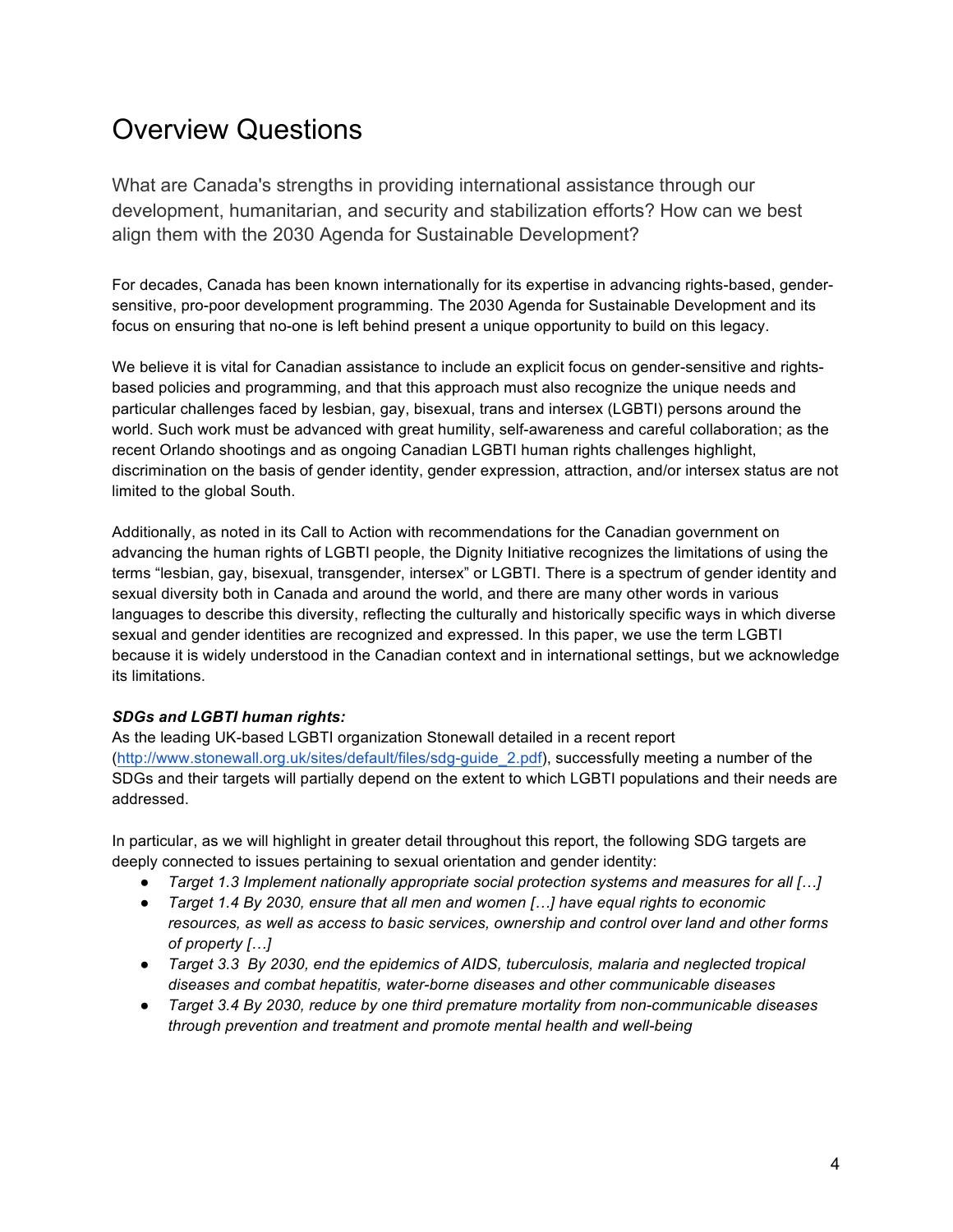# Overview Questions

## What are Canada's strengths in providing international assistance through our development, humanitarian, and security and stabilization efforts? How can we best align them with the 2030 Agenda for Sustainable Development?

For decades, Canada has been known internationally for its expertise in advancing rights-based, gender-sensitive, pro-poor development programming. The 2030 Agenda for Sustainable Development and its focus on ensuring that no-one is left behind present a unique opportunity to build on this legacy.

We believe it is vital for Canadian assistance to include an explicit focus on gender-sensitive and rights-based policies and programming, and that this approach must also recognize the unique needs and particular challenges faced by lesbian, gay, bisexual, trans and intersex (LGBTI) persons around the world. Such work must be advanced with great humility, self-awareness and careful collaboration; as the recent Orlando shootings and as ongoing Canadian LGBTI human rights challenges highlight, discrimination on the basis of gender identity, gender expression, attraction, and/or intersex status are not limited to the global South.

Additionally, as noted in its Call to Action with recommendations for the Canadian government on advancing the human rights of LGBTI people, the Dignity Initiative recognizes the limitations of using the terms "lesbian, gay, bisexual, transgender, intersex" or LGBTI. There is a spectrum of gender identity and sexual diversity both in Canada and around the world, and there are many other words in various languages to describe this diversity, reflecting the culturally and historically specific ways in which diverse sexual and gender identities are recognized and expressed. In this paper, we use the term LGBTI because it is widely understood in the Canadian context and in international settings, but we acknowledge its limitations.

***SDGs and LGBTI human rights:***

As the leading UK-based LGBTI organization Stonewall detailed in a recent report (http://www.stonewall.org.uk/sites/default/files/sdg-guide_2.pdf), successfully meeting a number of the SDGs and their targets will partially depend on the extent to which LGBTI populations and their needs are addressed.

In particular, as we will highlight in greater detail throughout this report, the following SDG targets are deeply connected to issues pertaining to sexual orientation and gender identity:

- *Target 1.3 Implement nationally appropriate social protection systems and measures for all […]*
- *Target 1.4 By 2030, ensure that all men and women […] have equal rights to economic resources, as well as access to basic services, ownership and control over land and other forms of property […]*
- *Target 3.3 By 2030, end the epidemics of AIDS, tuberculosis, malaria and neglected tropical diseases and combat hepatitis, water-borne diseases and other communicable diseases*
- *Target 3.4 By 2030, reduce by one third premature mortality from non-communicable diseases through prevention and treatment and promote mental health and well-being*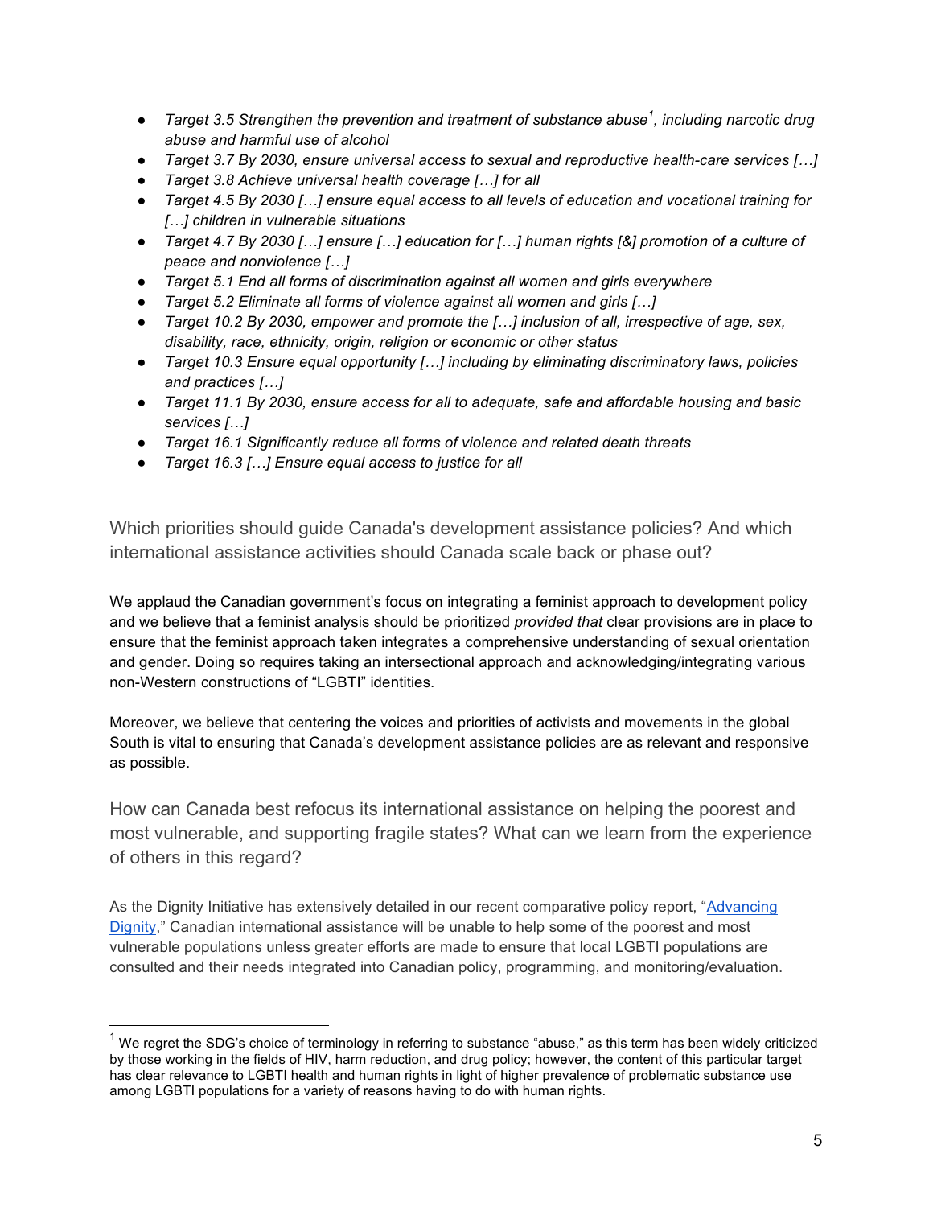- *Target 3.5 Strengthen the prevention and treatment of substance abuse[1], including narcotic drug abuse and harmful use of alcohol*
- *Target 3.7 By 2030, ensure universal access to sexual and reproductive health-care services […]*
- *Target 3.8 Achieve universal health coverage […] for all*
- *Target 4.5 By 2030 […] ensure equal access to all levels of education and vocational training for […] children in vulnerable situations*
- *Target 4.7 By 2030 […] ensure […] education for […] human rights [&] promotion of a culture of peace and nonviolence […]*
- *Target 5.1 End all forms of discrimination against all women and girls everywhere*
- *Target 5.2 Eliminate all forms of violence against all women and girls […]*
- *Target 10.2 By 2030, empower and promote the […] inclusion of all, irrespective of age, sex, disability, race, ethnicity, origin, religion or economic or other status*
- *Target 10.3 Ensure equal opportunity […] including by eliminating discriminatory laws, policies and practices […]*
- *Target 11.1 By 2030, ensure access for all to adequate, safe and affordable housing and basic services […]*
- *Target 16.1 Significantly reduce all forms of violence and related death threats*
- *Target 16.3 […] Ensure equal access to justice for all*

## Which priorities should guide Canada's development assistance policies? And which international assistance activities should Canada scale back or phase out?

We applaud the Canadian government's focus on integrating a feminist approach to development policy and we believe that a feminist analysis should be prioritized *provided that* clear provisions are in place to ensure that the feminist approach taken integrates a comprehensive understanding of sexual orientation and gender. Doing so requires taking an intersectional approach and acknowledging/integrating various non-Western constructions of "LGBTI" identities.

Moreover, we believe that centering the voices and priorities of activists and movements in the global South is vital to ensuring that Canada's development assistance policies are as relevant and responsive as possible.

## How can Canada best refocus its international assistance on helping the poorest and most vulnerable, and supporting fragile states? What can we learn from the experience of others in this regard?

As the Dignity Initiative has extensively detailed in our recent comparative policy report, "Advancing Dignity," Canadian international assistance will be unable to help some of the poorest and most vulnerable populations unless greater efforts are made to ensure that local LGBTI populations are consulted and their needs integrated into Canadian policy, programming, and monitoring/evaluation.

---

[1] We regret the SDG's choice of terminology in referring to substance "abuse," as this term has been widely criticized by those working in the fields of HIV, harm reduction, and drug policy; however, the content of this particular target has clear relevance to LGBTI health and human rights in light of higher prevalence of problematic substance use among LGBTI populations for a variety of reasons having to do with human rights.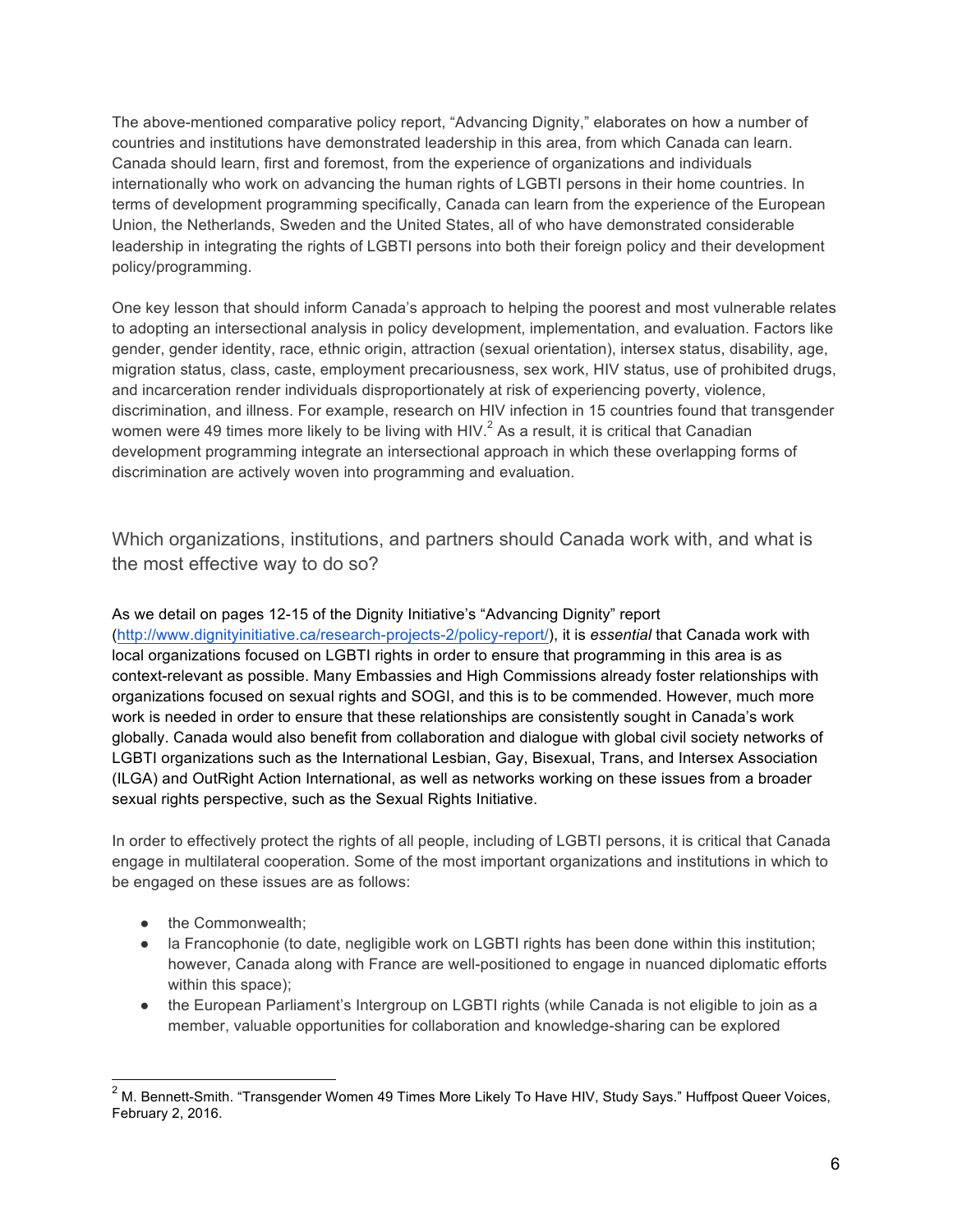The above-mentioned comparative policy report, "Advancing Dignity," elaborates on how a number of countries and institutions have demonstrated leadership in this area, from which Canada can learn. Canada should learn, first and foremost, from the experience of organizations and individuals internationally who work on advancing the human rights of LGBTI persons in their home countries. In terms of development programming specifically, Canada can learn from the experience of the European Union, the Netherlands, Sweden and the United States, all of who have demonstrated considerable leadership in integrating the rights of LGBTI persons into both their foreign policy and their development policy/programming.

One key lesson that should inform Canada's approach to helping the poorest and most vulnerable relates to adopting an intersectional analysis in policy development, implementation, and evaluation. Factors like gender, gender identity, race, ethnic origin, attraction (sexual orientation), intersex status, disability, age, migration status, class, caste, employment precariousness, sex work, HIV status, use of prohibited drugs, and incarceration render individuals disproportionately at risk of experiencing poverty, violence, discrimination, and illness. For example, research on HIV infection in 15 countries found that transgender women were 49 times more likely to be living with HIV.[2] As a result, it is critical that Canadian development programming integrate an intersectional approach in which these overlapping forms of discrimination are actively woven into programming and evaluation.

## Which organizations, institutions, and partners should Canada work with, and what is the most effective way to do so?

As we detail on pages 12-15 of the Dignity Initiative's "Advancing Dignity" report (http://www.dignityinitiative.ca/research-projects-2/policy-report/), it is *essential* that Canada work with local organizations focused on LGBTI rights in order to ensure that programming in this area is as context-relevant as possible. Many Embassies and High Commissions already foster relationships with organizations focused on sexual rights and SOGI, and this is to be commended. However, much more work is needed in order to ensure that these relationships are consistently sought in Canada's work globally. Canada would also benefit from collaboration and dialogue with global civil society networks of LGBTI organizations such as the International Lesbian, Gay, Bisexual, Trans, and Intersex Association (ILGA) and OutRight Action International, as well as networks working on these issues from a broader sexual rights perspective, such as the Sexual Rights Initiative.

In order to effectively protect the rights of all people, including of LGBTI persons, it is critical that Canada engage in multilateral cooperation. Some of the most important organizations and institutions in which to be engaged on these issues are as follows:

- the Commonwealth;
- la Francophonie (to date, negligible work on LGBTI rights has been done within this institution; however, Canada along with France are well-positioned to engage in nuanced diplomatic efforts within this space);
- the European Parliament's Intergroup on LGBTI rights (while Canada is not eligible to join as a member, valuable opportunities for collaboration and knowledge-sharing can be explored

[2] M. Bennett-Smith. "Transgender Women 49 Times More Likely To Have HIV, Study Says." Huffpost Queer Voices, February 2, 2016.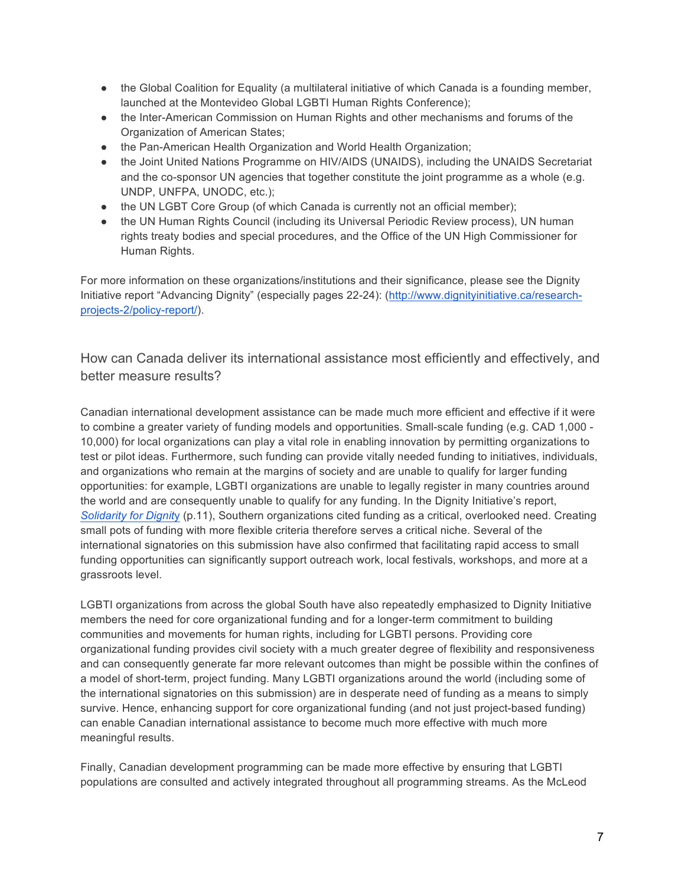- the Global Coalition for Equality (a multilateral initiative of which Canada is a founding member, launched at the Montevideo Global LGBTI Human Rights Conference);
- the Inter-American Commission on Human Rights and other mechanisms and forums of the Organization of American States;
- the Pan-American Health Organization and World Health Organization;
- the Joint United Nations Programme on HIV/AIDS (UNAIDS), including the UNAIDS Secretariat and the co-sponsor UN agencies that together constitute the joint programme as a whole (e.g. UNDP, UNFPA, UNODC, etc.);
- the UN LGBT Core Group (of which Canada is currently not an official member);
- the UN Human Rights Council (including its Universal Periodic Review process), UN human rights treaty bodies and special procedures, and the Office of the UN High Commissioner for Human Rights.

For more information on these organizations/institutions and their significance, please see the Dignity Initiative report "Advancing Dignity" (especially pages 22-24): ([http://www.dignityinitiative.ca/research-projects-2/policy-report/](http://www.dignityinitiative.ca/research-projects-2/policy-report/)).

## How can Canada deliver its international assistance most efficiently and effectively, and better measure results?

Canadian international development assistance can be made much more efficient and effective if it were to combine a greater variety of funding models and opportunities. Small-scale funding (e.g. CAD 1,000 - 10,000) for local organizations can play a vital role in enabling innovation by permitting organizations to test or pilot ideas. Furthermore, such funding can provide vitally needed funding to initiatives, individuals, and organizations who remain at the margins of society and are unable to qualify for larger funding opportunities: for example, LGBTI organizations are unable to legally register in many countries around the world and are consequently unable to qualify for any funding. In the Dignity Initiative's report, *Solidarity for Dignity* (p.11), Southern organizations cited funding as a critical, overlooked need. Creating small pots of funding with more flexible criteria therefore serves a critical niche. Several of the international signatories on this submission have also confirmed that facilitating rapid access to small funding opportunities can significantly support outreach work, local festivals, workshops, and more at a grassroots level.

LGBTI organizations from across the global South have also repeatedly emphasized to Dignity Initiative members the need for core organizational funding and for a longer-term commitment to building communities and movements for human rights, including for LGBTI persons. Providing core organizational funding provides civil society with a much greater degree of flexibility and responsiveness and can consequently generate far more relevant outcomes than might be possible within the confines of a model of short-term, project funding. Many LGBTI organizations around the world (including some of the international signatories on this submission) are in desperate need of funding as a means to simply survive. Hence, enhancing support for core organizational funding (and not just project-based funding) can enable Canadian international assistance to become much more effective with much more meaningful results.

Finally, Canadian development programming can be made more effective by ensuring that LGBTI populations are consulted and actively integrated throughout all programming streams. As the McLeod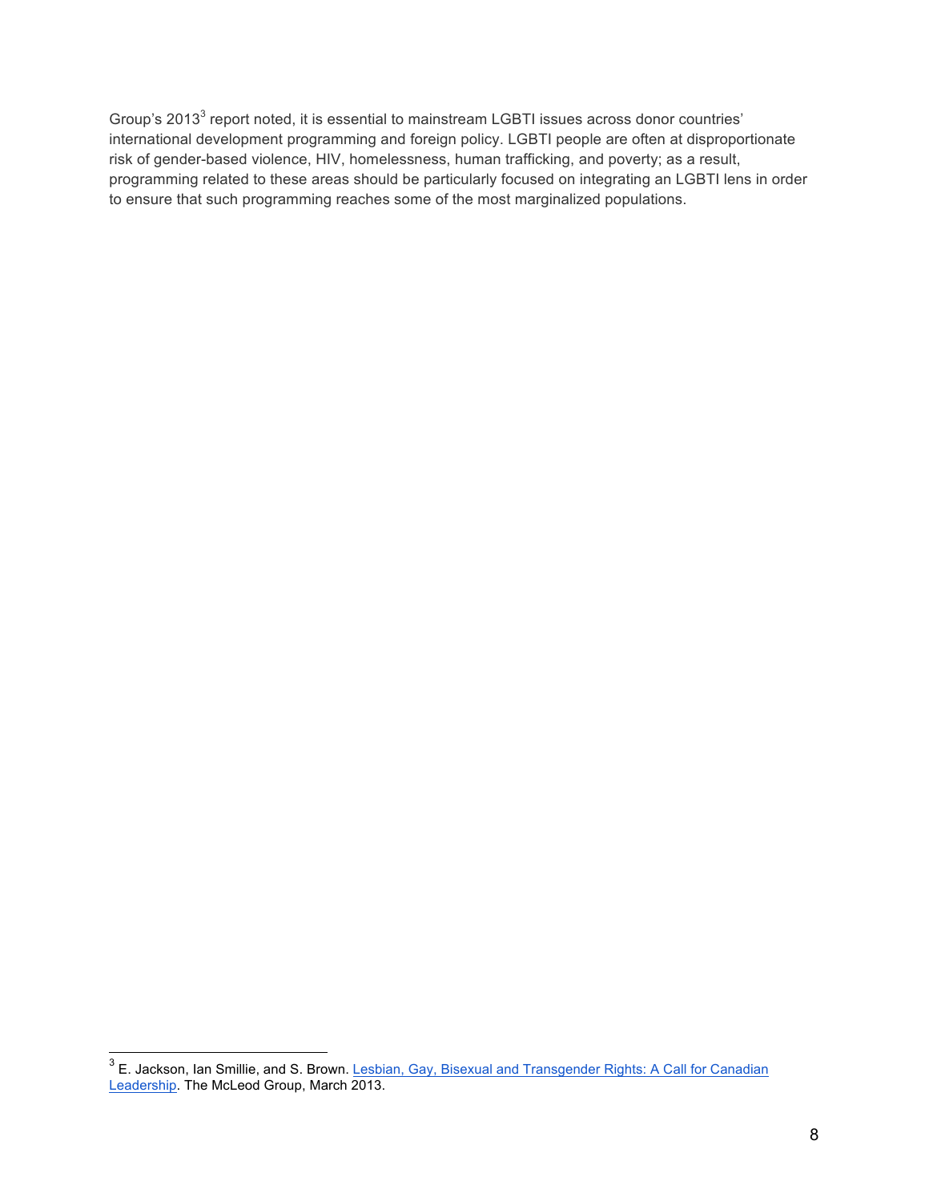Group's 2013[3] report noted, it is essential to mainstream LGBTI issues across donor countries' international development programming and foreign policy. LGBTI people are often at disproportionate risk of gender-based violence, HIV, homelessness, human trafficking, and poverty; as a result, programming related to these areas should be particularly focused on integrating an LGBTI lens in order to ensure that such programming reaches some of the most marginalized populations.

---

[3] E. Jackson, Ian Smillie, and S. Brown. Lesbian, Gay, Bisexual and Transgender Rights: A Call for Canadian Leadership. The McLeod Group, March 2013.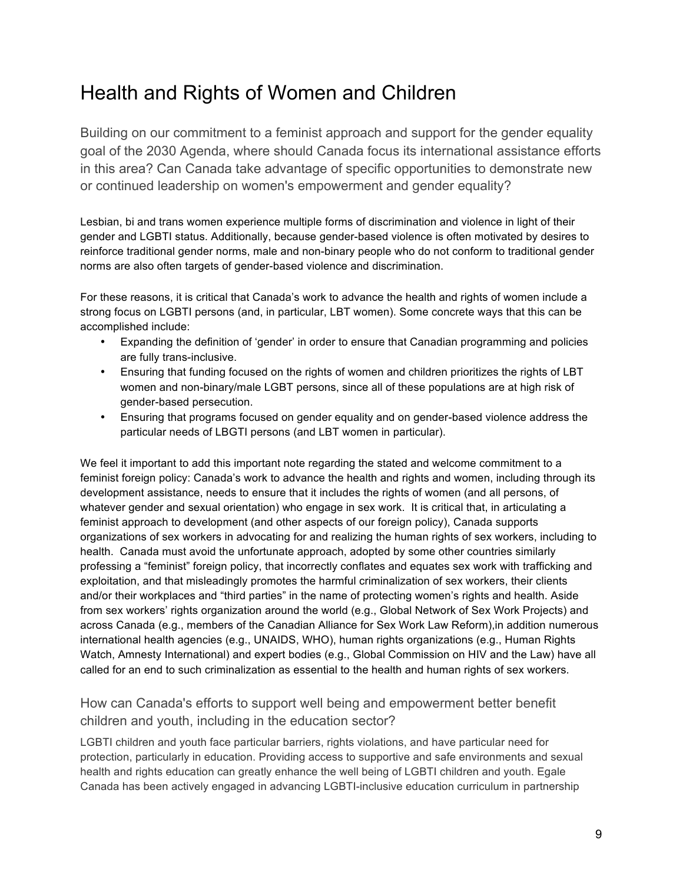# Health and Rights of Women and Children

## Building on our commitment to a feminist approach and support for the gender equality goal of the 2030 Agenda, where should Canada focus its international assistance efforts in this area? Can Canada take advantage of specific opportunities to demonstrate new or continued leadership on women's empowerment and gender equality?

Lesbian, bi and trans women experience multiple forms of discrimination and violence in light of their gender and LGBTI status. Additionally, because gender-based violence is often motivated by desires to reinforce traditional gender norms, male and non-binary people who do not conform to traditional gender norms are also often targets of gender-based violence and discrimination.

For these reasons, it is critical that Canada's work to advance the health and rights of women include a strong focus on LGBTI persons (and, in particular, LBT women). Some concrete ways that this can be accomplished include:

- Expanding the definition of 'gender' in order to ensure that Canadian programming and policies are fully trans-inclusive.
- Ensuring that funding focused on the rights of women and children prioritizes the rights of LBT women and non-binary/male LGBT persons, since all of these populations are at high risk of gender-based persecution.
- Ensuring that programs focused on gender equality and on gender-based violence address the particular needs of LBGTI persons (and LBT women in particular).

We feel it important to add this important note regarding the stated and welcome commitment to a feminist foreign policy: Canada's work to advance the health and rights and women, including through its development assistance, needs to ensure that it includes the rights of women (and all persons, of whatever gender and sexual orientation) who engage in sex work. It is critical that, in articulating a feminist approach to development (and other aspects of our foreign policy), Canada supports organizations of sex workers in advocating for and realizing the human rights of sex workers, including to health. Canada must avoid the unfortunate approach, adopted by some other countries similarly professing a "feminist" foreign policy, that incorrectly conflates and equates sex work with trafficking and exploitation, and that misleadingly promotes the harmful criminalization of sex workers, their clients and/or their workplaces and "third parties" in the name of protecting women's rights and health. Aside from sex workers' rights organization around the world (e.g., Global Network of Sex Work Projects) and across Canada (e.g., members of the Canadian Alliance for Sex Work Law Reform),in addition numerous international health agencies (e.g., UNAIDS, WHO), human rights organizations (e.g., Human Rights Watch, Amnesty International) and expert bodies (e.g., Global Commission on HIV and the Law) have all called for an end to such criminalization as essential to the health and human rights of sex workers.

### How can Canada's efforts to support well being and empowerment better benefit children and youth, including in the education sector?

LGBTI children and youth face particular barriers, rights violations, and have particular need for protection, particularly in education. Providing access to supportive and safe environments and sexual health and rights education can greatly enhance the well being of LGBTI children and youth. Egale Canada has been actively engaged in advancing LGBTI-inclusive education curriculum in partnership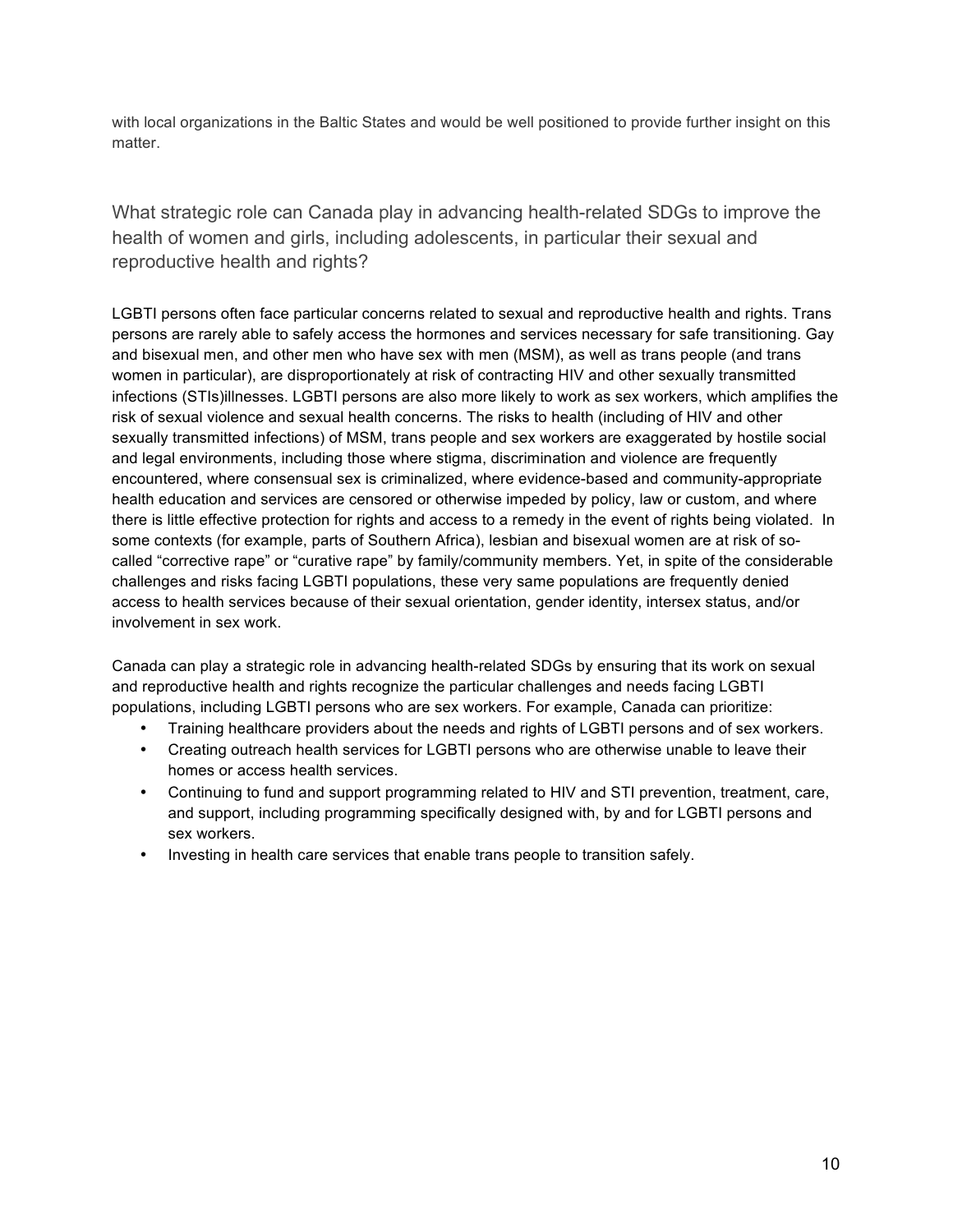with local organizations in the Baltic States and would be well positioned to provide further insight on this matter.

## What strategic role can Canada play in advancing health-related SDGs to improve the health of women and girls, including adolescents, in particular their sexual and reproductive health and rights?

LGBTI persons often face particular concerns related to sexual and reproductive health and rights. Trans persons are rarely able to safely access the hormones and services necessary for safe transitioning. Gay and bisexual men, and other men who have sex with men (MSM), as well as trans people (and trans women in particular), are disproportionately at risk of contracting HIV and other sexually transmitted infections (STIs)illnesses. LGBTI persons are also more likely to work as sex workers, which amplifies the risk of sexual violence and sexual health concerns. The risks to health (including of HIV and other sexually transmitted infections) of MSM, trans people and sex workers are exaggerated by hostile social and legal environments, including those where stigma, discrimination and violence are frequently encountered, where consensual sex is criminalized, where evidence-based and community-appropriate health education and services are censored or otherwise impeded by policy, law or custom, and where there is little effective protection for rights and access to a remedy in the event of rights being violated. In some contexts (for example, parts of Southern Africa), lesbian and bisexual women are at risk of so-called "corrective rape" or "curative rape" by family/community members. Yet, in spite of the considerable challenges and risks facing LGBTI populations, these very same populations are frequently denied access to health services because of their sexual orientation, gender identity, intersex status, and/or involvement in sex work.

Canada can play a strategic role in advancing health-related SDGs by ensuring that its work on sexual and reproductive health and rights recognize the particular challenges and needs facing LGBTI populations, including LGBTI persons who are sex workers. For example, Canada can prioritize:

- Training healthcare providers about the needs and rights of LGBTI persons and of sex workers.
- Creating outreach health services for LGBTI persons who are otherwise unable to leave their homes or access health services.
- Continuing to fund and support programming related to HIV and STI prevention, treatment, care, and support, including programming specifically designed with, by and for LGBTI persons and sex workers.
- Investing in health care services that enable trans people to transition safely.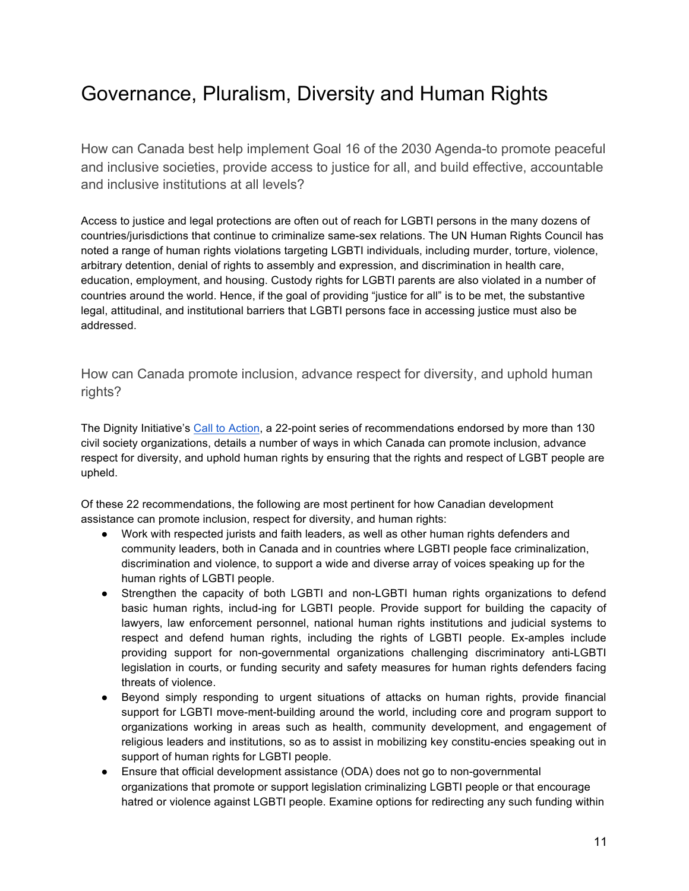# Governance, Pluralism, Diversity and Human Rights

## How can Canada best help implement Goal 16 of the 2030 Agenda-to promote peaceful and inclusive societies, provide access to justice for all, and build effective, accountable and inclusive institutions at all levels?

Access to justice and legal protections are often out of reach for LGBTI persons in the many dozens of countries/jurisdictions that continue to criminalize same-sex relations. The UN Human Rights Council has noted a range of human rights violations targeting LGBTI individuals, including murder, torture, violence, arbitrary detention, denial of rights to assembly and expression, and discrimination in health care, education, employment, and housing. Custody rights for LGBTI parents are also violated in a number of countries around the world. Hence, if the goal of providing "justice for all" is to be met, the substantive legal, attitudinal, and institutional barriers that LGBTI persons face in accessing justice must also be addressed.

## How can Canada promote inclusion, advance respect for diversity, and uphold human rights?

The Dignity Initiative's [Call to Action](), a 22-point series of recommendations endorsed by more than 130 civil society organizations, details a number of ways in which Canada can promote inclusion, advance respect for diversity, and uphold human rights by ensuring that the rights and respect of LGBT people are upheld.

Of these 22 recommendations, the following are most pertinent for how Canadian development assistance can promote inclusion, respect for diversity, and human rights:

- Work with respected jurists and faith leaders, as well as other human rights defenders and community leaders, both in Canada and in countries where LGBTI people face criminalization, discrimination and violence, to support a wide and diverse array of voices speaking up for the human rights of LGBTI people.
- Strengthen the capacity of both LGBTI and non-LGBTI human rights organizations to defend basic human rights, includ-ing for LGBTI people. Provide support for building the capacity of lawyers, law enforcement personnel, national human rights institutions and judicial systems to respect and defend human rights, including the rights of LGBTI people. Ex-amples include providing support for non-governmental organizations challenging discriminatory anti-LGBTI legislation in courts, or funding security and safety measures for human rights defenders facing threats of violence.
- Beyond simply responding to urgent situations of attacks on human rights, provide financial support for LGBTI move-ment-building around the world, including core and program support to organizations working in areas such as health, community development, and engagement of religious leaders and institutions, so as to assist in mobilizing key constitu-encies speaking out in support of human rights for LGBTI people.
- Ensure that official development assistance (ODA) does not go to non-governmental organizations that promote or support legislation criminalizing LGBTI people or that encourage hatred or violence against LGBTI people. Examine options for redirecting any such funding within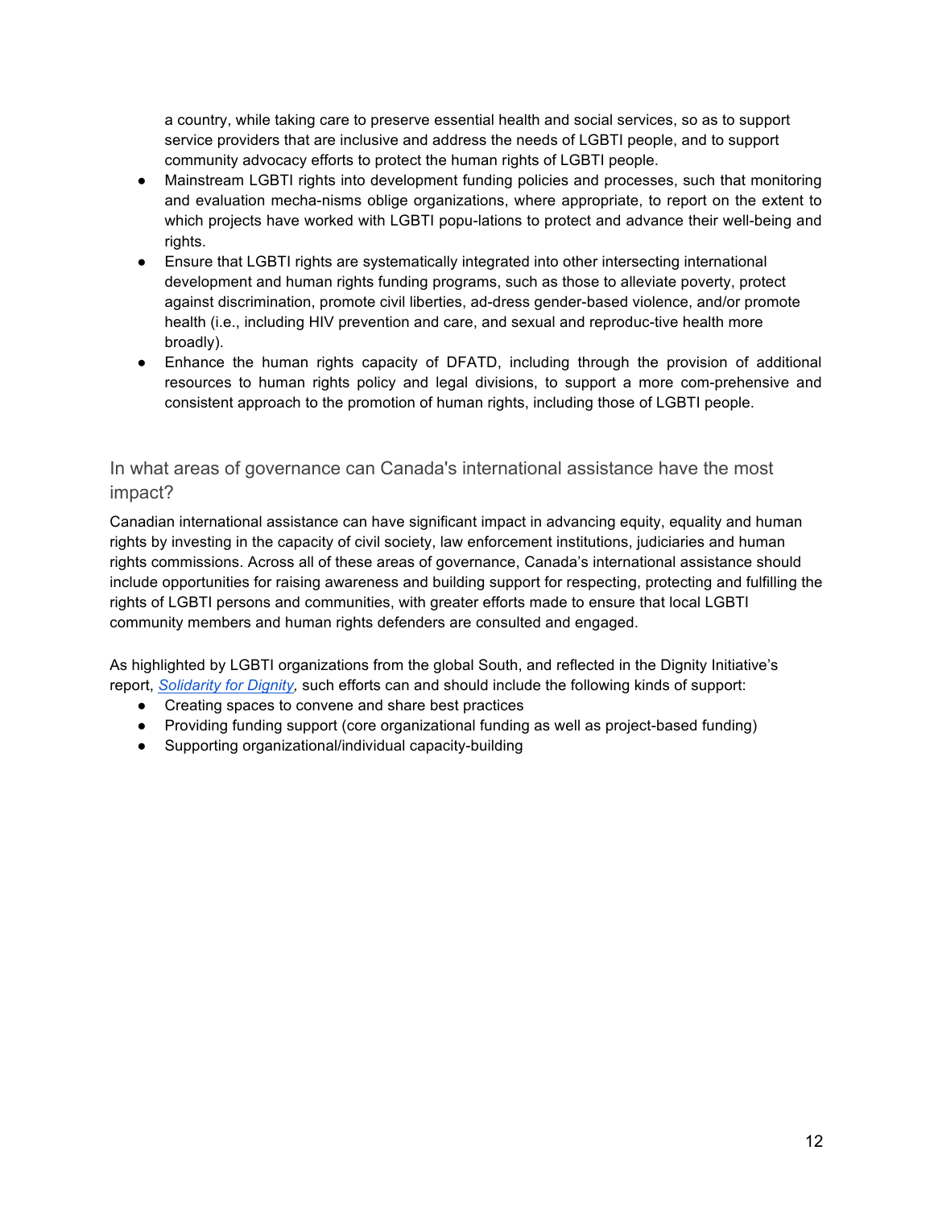a country, while taking care to preserve essential health and social services, so as to support service providers that are inclusive and address the needs of LGBTI people, and to support community advocacy efforts to protect the human rights of LGBTI people.

- Mainstream LGBTI rights into development funding policies and processes, such that monitoring and evaluation mecha-nisms oblige organizations, where appropriate, to report on the extent to which projects have worked with LGBTI popu-lations to protect and advance their well-being and rights.
- Ensure that LGBTI rights are systematically integrated into other intersecting international development and human rights funding programs, such as those to alleviate poverty, protect against discrimination, promote civil liberties, ad-dress gender-based violence, and/or promote health (i.e., including HIV prevention and care, and sexual and reproduc-tive health more broadly).
- Enhance the human rights capacity of DFATD, including through the provision of additional resources to human rights policy and legal divisions, to support a more com-prehensive and consistent approach to the promotion of human rights, including those of LGBTI people.

## In what areas of governance can Canada's international assistance have the most impact?

Canadian international assistance can have significant impact in advancing equity, equality and human rights by investing in the capacity of civil society, law enforcement institutions, judiciaries and human rights commissions. Across all of these areas of governance, Canada's international assistance should include opportunities for raising awareness and building support for respecting, protecting and fulfilling the rights of LGBTI persons and communities, with greater efforts made to ensure that local LGBTI community members and human rights defenders are consulted and engaged.

As highlighted by LGBTI organizations from the global South, and reflected in the Dignity Initiative's report, *Solidarity for Dignity*, such efforts can and should include the following kinds of support:

- Creating spaces to convene and share best practices
- Providing funding support (core organizational funding as well as project-based funding)
- Supporting organizational/individual capacity-building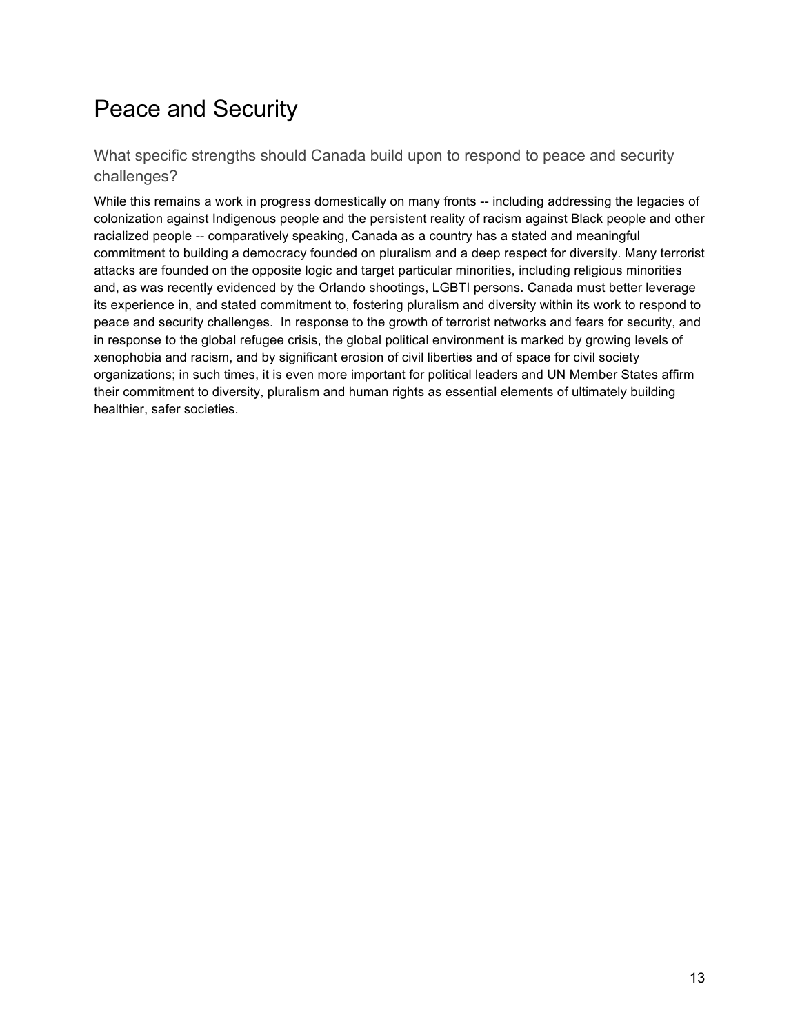# Peace and Security

## What specific strengths should Canada build upon to respond to peace and security challenges?

While this remains a work in progress domestically on many fronts -- including addressing the legacies of colonization against Indigenous people and the persistent reality of racism against Black people and other racialized people -- comparatively speaking, Canada as a country has a stated and meaningful commitment to building a democracy founded on pluralism and a deep respect for diversity. Many terrorist attacks are founded on the opposite logic and target particular minorities, including religious minorities and, as was recently evidenced by the Orlando shootings, LGBTI persons. Canada must better leverage its experience in, and stated commitment to, fostering pluralism and diversity within its work to respond to peace and security challenges. In response to the growth of terrorist networks and fears for security, and in response to the global refugee crisis, the global political environment is marked by growing levels of xenophobia and racism, and by significant erosion of civil liberties and of space for civil society organizations; in such times, it is even more important for political leaders and UN Member States affirm their commitment to diversity, pluralism and human rights as essential elements of ultimately building healthier, safer societies.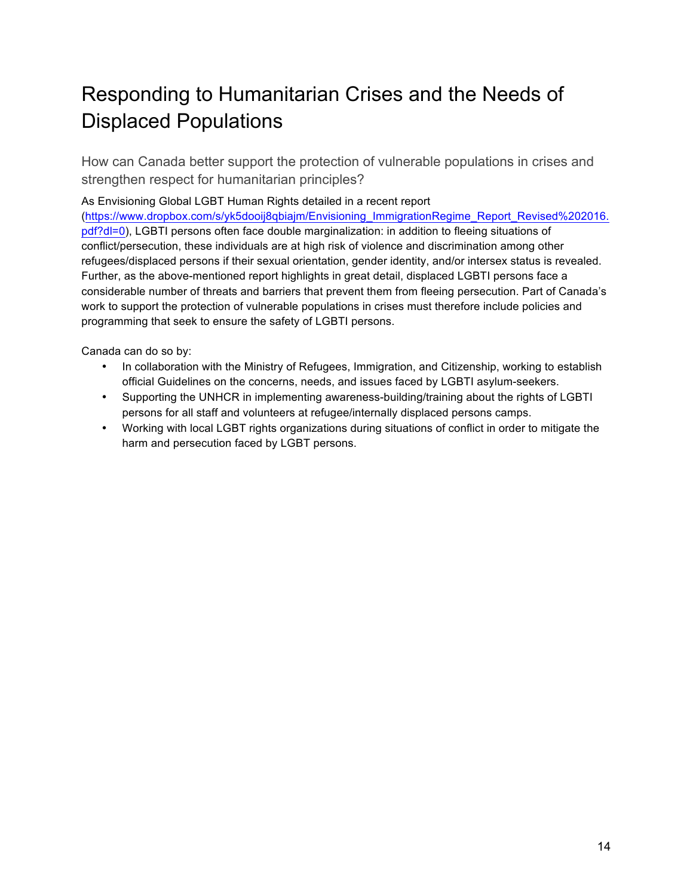# Responding to Humanitarian Crises and the Needs of Displaced Populations

## How can Canada better support the protection of vulnerable populations in crises and strengthen respect for humanitarian principles?

As Envisioning Global LGBT Human Rights detailed in a recent report (https://www.dropbox.com/s/yk5dooij8qbiajm/Envisioning_ImmigrationRegime_Report_Revised%202016.pdf?dl=0), LGBTI persons often face double marginalization: in addition to fleeing situations of conflict/persecution, these individuals are at high risk of violence and discrimination among other refugees/displaced persons if their sexual orientation, gender identity, and/or intersex status is revealed. Further, as the above-mentioned report highlights in great detail, displaced LGBTI persons face a considerable number of threats and barriers that prevent them from fleeing persecution. Part of Canada's work to support the protection of vulnerable populations in crises must therefore include policies and programming that seek to ensure the safety of LGBTI persons.

Canada can do so by:

- In collaboration with the Ministry of Refugees, Immigration, and Citizenship, working to establish official Guidelines on the concerns, needs, and issues faced by LGBTI asylum-seekers.
- Supporting the UNHCR in implementing awareness-building/training about the rights of LGBTI persons for all staff and volunteers at refugee/internally displaced persons camps.
- Working with local LGBT rights organizations during situations of conflict in order to mitigate the harm and persecution faced by LGBT persons.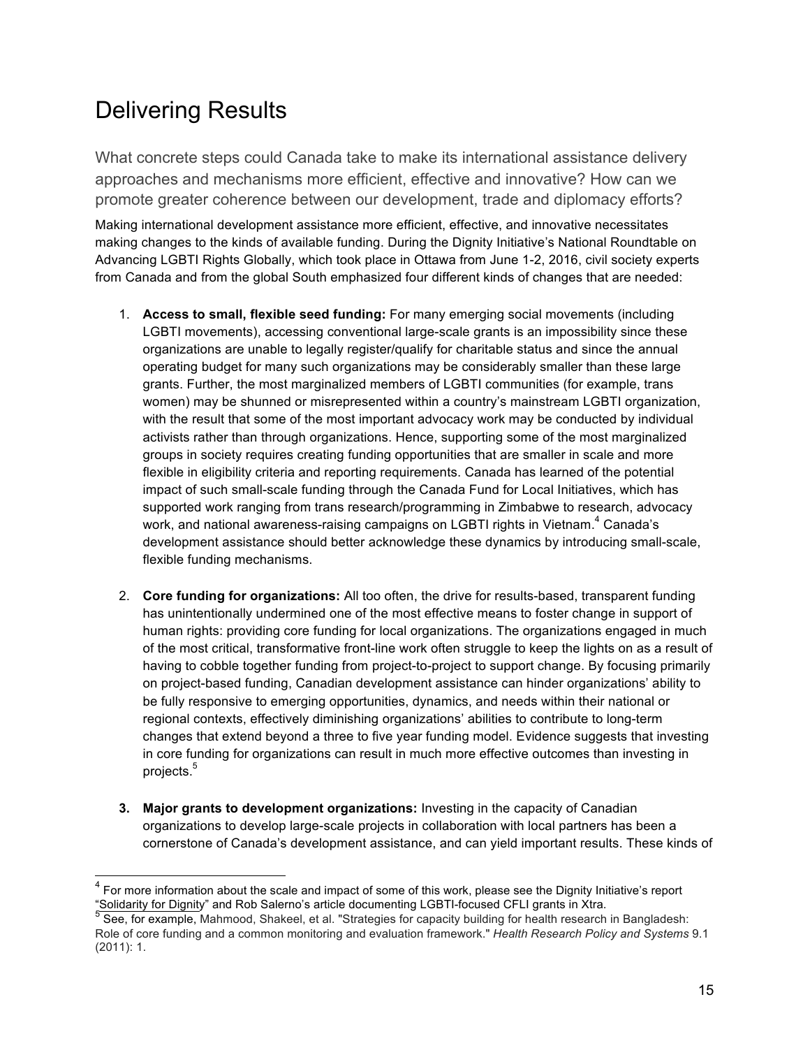# Delivering Results

## What concrete steps could Canada take to make its international assistance delivery approaches and mechanisms more efficient, effective and innovative? How can we promote greater coherence between our development, trade and diplomacy efforts?

Making international development assistance more efficient, effective, and innovative necessitates making changes to the kinds of available funding. During the Dignity Initiative's National Roundtable on Advancing LGBTI Rights Globally, which took place in Ottawa from June 1-2, 2016, civil society experts from Canada and from the global South emphasized four different kinds of changes that are needed:

1. **Access to small, flexible seed funding:** For many emerging social movements (including LGBTI movements), accessing conventional large-scale grants is an impossibility since these organizations are unable to legally register/qualify for charitable status and since the annual operating budget for many such organizations may be considerably smaller than these large grants. Further, the most marginalized members of LGBTI communities (for example, trans women) may be shunned or misrepresented within a country's mainstream LGBTI organization, with the result that some of the most important advocacy work may be conducted by individual activists rather than through organizations. Hence, supporting some of the most marginalized groups in society requires creating funding opportunities that are smaller in scale and more flexible in eligibility criteria and reporting requirements. Canada has learned of the potential impact of such small-scale funding through the Canada Fund for Local Initiatives, which has supported work ranging from trans research/programming in Zimbabwe to research, advocacy work, and national awareness-raising campaigns on LGBTI rights in Vietnam.[4] Canada's development assistance should better acknowledge these dynamics by introducing small-scale, flexible funding mechanisms.

2. **Core funding for organizations:** All too often, the drive for results-based, transparent funding has unintentionally undermined one of the most effective means to foster change in support of human rights: providing core funding for local organizations. The organizations engaged in much of the most critical, transformative front-line work often struggle to keep the lights on as a result of having to cobble together funding from project-to-project to support change. By focusing primarily on project-based funding, Canadian development assistance can hinder organizations' ability to be fully responsive to emerging opportunities, dynamics, and needs within their national or regional contexts, effectively diminishing organizations' abilities to contribute to long-term changes that extend beyond a three to five year funding model. Evidence suggests that investing in core funding for organizations can result in much more effective outcomes than investing in projects.[5]

3. **Major grants to development organizations:** Investing in the capacity of Canadian organizations to develop large-scale projects in collaboration with local partners has been a cornerstone of Canada's development assistance, and can yield important results. These kinds of

---

[4] For more information about the scale and impact of some of this work, please see the Dignity Initiative's report "Solidarity for Dignity" and Rob Salerno's article documenting LGBTI-focused CFLI grants in Xtra.

[5] See, for example, Mahmood, Shakeel, et al. "Strategies for capacity building for health research in Bangladesh: Role of core funding and a common monitoring and evaluation framework." *Health Research Policy and Systems* 9.1 (2011): 1.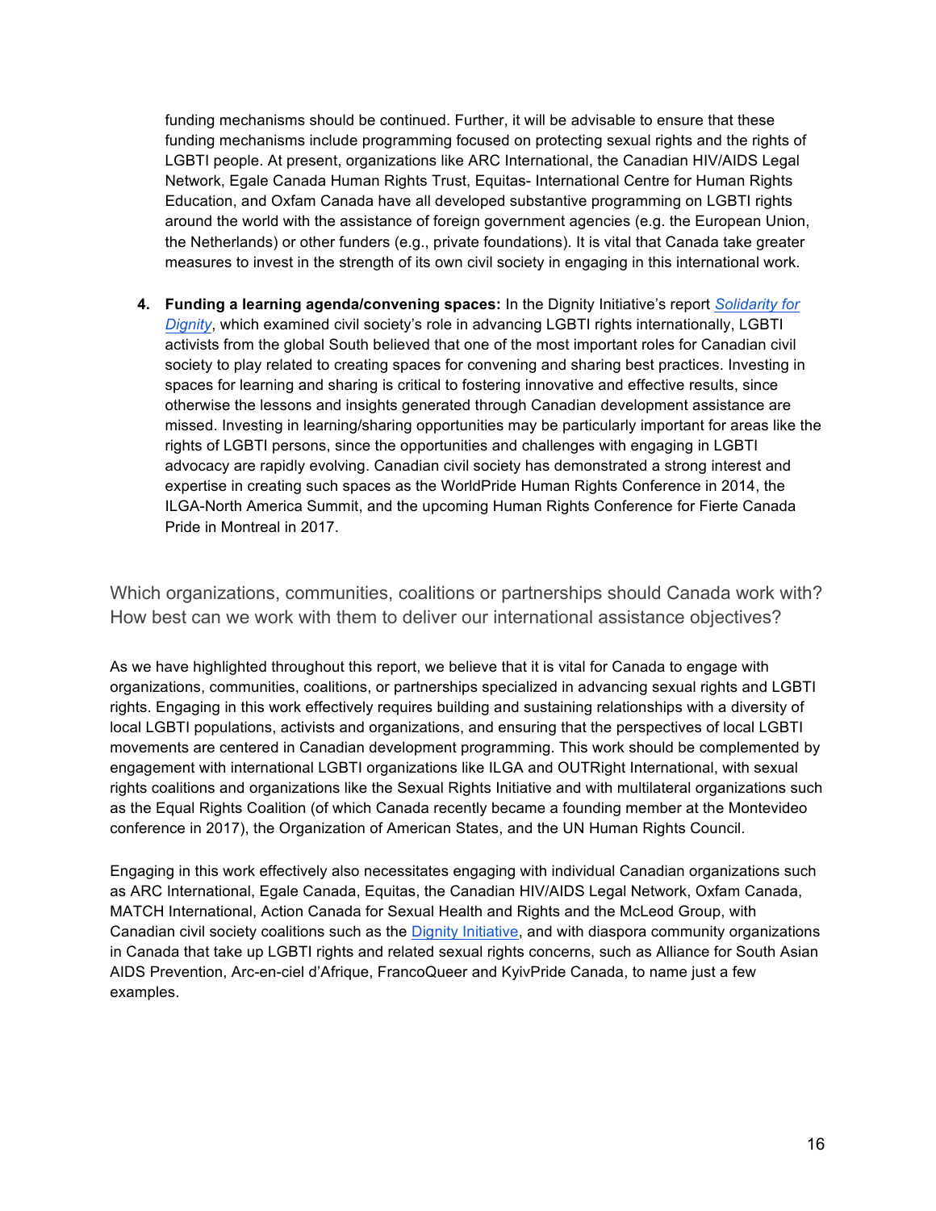funding mechanisms should be continued. Further, it will be advisable to ensure that these funding mechanisms include programming focused on protecting sexual rights and the rights of LGBTI people. At present, organizations like ARC International, the Canadian HIV/AIDS Legal Network, Egale Canada Human Rights Trust, Equitas- International Centre for Human Rights Education, and Oxfam Canada have all developed substantive programming on LGBTI rights around the world with the assistance of foreign government agencies (e.g. the European Union, the Netherlands) or other funders (e.g., private foundations). It is vital that Canada take greater measures to invest in the strength of its own civil society in engaging in this international work.

4. **Funding a learning agenda/convening spaces:** In the Dignity Initiative's report *Solidarity for Dignity*, which examined civil society's role in advancing LGBTI rights internationally, LGBTI activists from the global South believed that one of the most important roles for Canadian civil society to play related to creating spaces for convening and sharing best practices. Investing in spaces for learning and sharing is critical to fostering innovative and effective results, since otherwise the lessons and insights generated through Canadian development assistance are missed. Investing in learning/sharing opportunities may be particularly important for areas like the rights of LGBTI persons, since the opportunities and challenges with engaging in LGBTI advocacy are rapidly evolving. Canadian civil society has demonstrated a strong interest and expertise in creating such spaces as the WorldPride Human Rights Conference in 2014, the ILGA-North America Summit, and the upcoming Human Rights Conference for Fierte Canada Pride in Montreal in 2017.

## Which organizations, communities, coalitions or partnerships should Canada work with? How best can we work with them to deliver our international assistance objectives?

As we have highlighted throughout this report, we believe that it is vital for Canada to engage with organizations, communities, coalitions, or partnerships specialized in advancing sexual rights and LGBTI rights. Engaging in this work effectively requires building and sustaining relationships with a diversity of local LGBTI populations, activists and organizations, and ensuring that the perspectives of local LGBTI movements are centered in Canadian development programming. This work should be complemented by engagement with international LGBTI organizations like ILGA and OUTRight International, with sexual rights coalitions and organizations like the Sexual Rights Initiative and with multilateral organizations such as the Equal Rights Coalition (of which Canada recently became a founding member at the Montevideo conference in 2017), the Organization of American States, and the UN Human Rights Council.

Engaging in this work effectively also necessitates engaging with individual Canadian organizations such as ARC International, Egale Canada, Equitas, the Canadian HIV/AIDS Legal Network, Oxfam Canada, MATCH International, Action Canada for Sexual Health and Rights and the McLeod Group, with Canadian civil society coalitions such as the Dignity Initiative, and with diaspora community organizations in Canada that take up LGBTI rights and related sexual rights concerns, such as Alliance for South Asian AIDS Prevention, Arc-en-ciel d'Afrique, FrancoQueer and KyivPride Canada, to name just a few examples.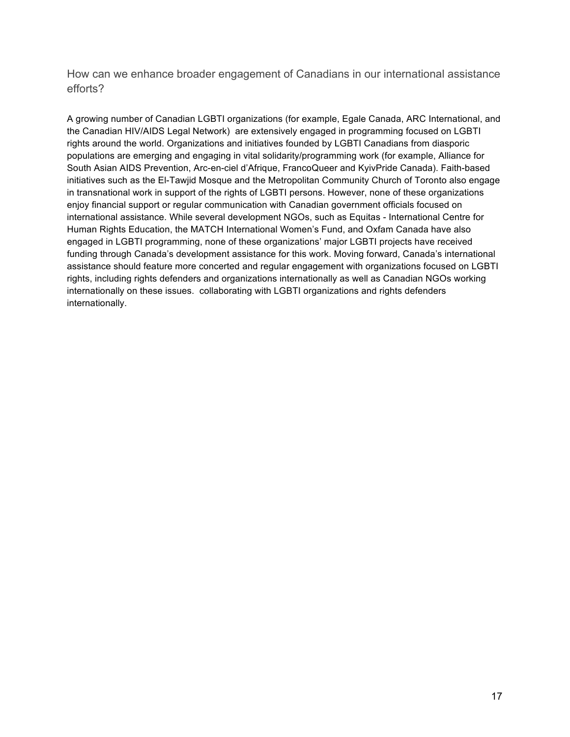## How can we enhance broader engagement of Canadians in our international assistance efforts?

A growing number of Canadian LGBTI organizations (for example, Egale Canada, ARC International, and the Canadian HIV/AIDS Legal Network) are extensively engaged in programming focused on LGBTI rights around the world. Organizations and initiatives founded by LGBTI Canadians from diasporic populations are emerging and engaging in vital solidarity/programming work (for example, Alliance for South Asian AIDS Prevention, Arc-en-ciel d'Afrique, FrancoQueer and KyivPride Canada). Faith-based initiatives such as the El-Tawjid Mosque and the Metropolitan Community Church of Toronto also engage in transnational work in support of the rights of LGBTI persons. However, none of these organizations enjoy financial support or regular communication with Canadian government officials focused on international assistance. While several development NGOs, such as Equitas - International Centre for Human Rights Education, the MATCH International Women's Fund, and Oxfam Canada have also engaged in LGBTI programming, none of these organizations' major LGBTI projects have received funding through Canada's development assistance for this work. Moving forward, Canada's international assistance should feature more concerted and regular engagement with organizations focused on LGBTI rights, including rights defenders and organizations internationally as well as Canadian NGOs working internationally on these issues. collaborating with LGBTI organizations and rights defenders internationally.